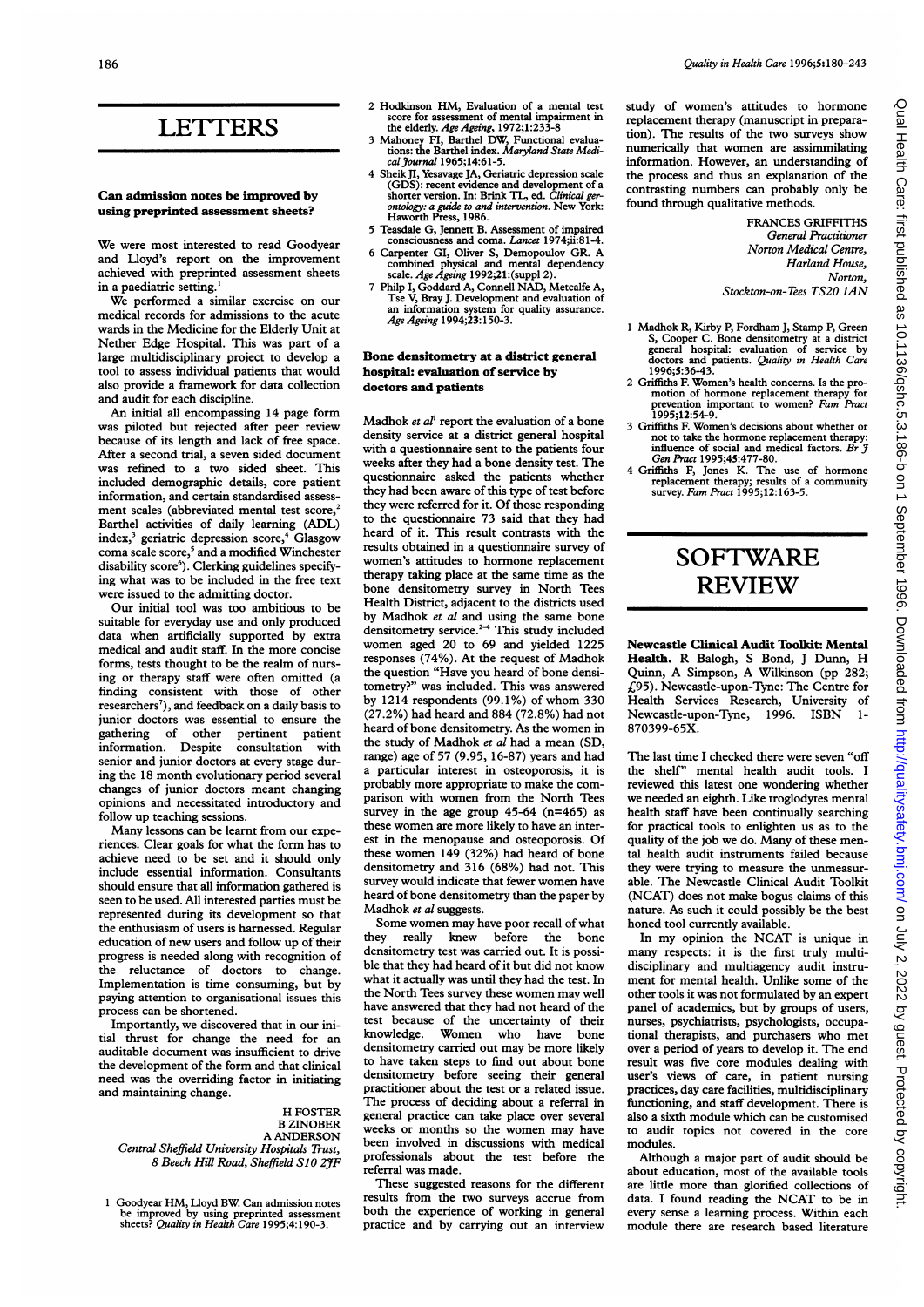# LETTERS

### Can admission notes be improved by using preprinted assessment sheets?

We were most interested to read Goodyear and Lloyd's report on the improvement achieved with preprinted assessment sheets in a paediatric setting.[1]

We performed a similar exercise on our medical records for admissions to the acute wards in the Medicine for the Elderly Unit at Nether Edge Hospital. This was part of a large multidisciplinary project to develop a tool to assess individual patients that would also provide a framework for data collection and audit for each discipline.

An initial all encompassing 14 page form was piloted but rejected after peer review because of its length and lack of free space. After a second trial, a seven sided document was refined to a two sided sheet. This included demographic details, core patient information, and certain standardised assessment scales (abbreviated mental test score,[2] Barthel activities of daily learning (ADL) index,[3] geriatric depression score,[4] Glasgow coma scale score,[5] and a modified Winchester disability score[6]). Clerking guidelines specifying what was to be included in the free text were issued to the admitting doctor.

Our initial tool was too ambitious to be suitable for everyday use and only produced data when artificially supported by extra medical and audit staff. In the more concise forms, tests thought to be the realm of nursing or therapy staff were often omitted (a finding consistent with those of other researchers[7]), and feedback on a daily basis to junior doctors was essential to ensure the gathering of other pertinent patient information. Despite consultation with senior and junior doctors at every stage during the 18 month evolutionary period several changes of junior doctors meant changing opinions and necessitated introductory and follow up teaching sessions.

Many lessons can be learnt from our experiences. Clear goals for what the form has to achieve need to be set and it should only include essential information. Consultants should ensure that all information gathered is seen to be used. All interested parties must be represented during its development so that the enthusiasm of users is harnessed. Regular education of new users and follow up of their progress is needed along with recognition of the reluctance of doctors to change. Implementation is time consuming, but by paying attention to organisational issues this process can be shortened.

Importantly, we discovered that in our initial thrust for change the need for an auditable document was insufficient to drive the development of the form and that clinical need was the overriding factor in initiating and maintaining change.

H FOSTER
B ZINOBER
A ANDERSON
*Central Sheffield University Hospitals Trust, 8 Beech Hill Road, Sheffield S10 2JF*

1 Goodyear HM, Lloyd BW. Can admission notes be improved by using preprinted assessment sheets? *Quality in Health Care* 1995;4:190-3.
2 Hodkinson HM, Evaluation of a mental test score for assessment of mental impairment in the elderly. *Age Ageing*, 1972;1:233-8
3 Mahoney FI, Barthel DW, Functional evaluations: the Barthel index. *Maryland State Medical Journal* 1965;14:61-5.
4 Sheik JI, Yesavage JA, Geriatric depression scale (GDS): recent evidence and development of a shorter version. In: Brink TL, ed. *Clinical gerontology: a guide to and intervention.* New York: Haworth Press, 1986.
5 Teasdale G, Jennett B. Assessment of impaired consciousness and coma. *Lancet* 1974;ii:81-4.
6 Carpenter GI, Oliver S, Demopoulov GR. A combined physical and mental dependency scale. *Age Ageing* 1992;21:(suppl 2).
7 Philp I, Goddard A, Connell NAD, Metcalfe A, Tse V, Bray J. Development and evaluation of an information system for quality assurance. *Age Ageing* 1994;23:150-3.

### Bone densitometry at a district general hospital: evaluation of service by doctors and patients

Madhok *et al*[1] report the evaluation of a bone density service at a district general hospital with a questionnaire sent to the patients four weeks after they had a bone density test. The questionnaire asked the patients whether they had been aware of this type of test before they were referred for it. Of those responding to the questionnaire 73 said that they had heard of it. This result contrasts with the results obtained in a questionnaire survey of women's attitudes to hormone replacement therapy taking place at the same time as the bone densitometry survey in North Tees Health District, adjacent to the districts used by Madhok *et al* and using the same bone densitometry service.[2-4] This study included women aged 20 to 69 and yielded 1225 responses (74%). At the request of Madhok the question "Have you heard of bone densitometry?" was included. This was answered by 1214 respondents (99.1%) of whom 330 (27.2%) had heard and 884 (72.8%) had not heard of bone densitometry. As the women in the study of Madhok *et al* had a mean (SD, range) age of 57 (9.95, 16-87) years and had a particular interest in osteoporosis, it is probably more appropriate to make the comparison with women from the North Tees survey in the age group 45-64 (n=465) as these women are more likely to have an interest in the menopause and osteoporosis. Of these women 149 (32%) had heard of bone densitometry and 316 (68%) had not. This survey would indicate that fewer women have heard of bone densitometry than the paper by Madhok *et al* suggests.

Some women may have poor recall of what they really knew before the bone densitometry test was carried out. It is possible that they had heard of it but did not know what it actually was until they had the test. In the North Tees survey these women may well have answered that they had not heard of the test because of the uncertainty of their knowledge. Women who have bone densitometry carried out may be more likely to have taken steps to find out about bone densitometry before seeing their general practitioner about the test or a related issue. The process of deciding about a referral in general practice can take place over several weeks or months so the women may have been involved in discussions with medical professionals about the test before the referral was made.

These suggested reasons for the different results from the two surveys accrue from both the experience of working in general practice and by carrying out an interview study of women's attitudes to hormone replacement therapy (manuscript in preparation). The results of the two surveys show numerically that women are assimmilating information. However, an understanding of the process and thus an explanation of the contrasting numbers can probably only be found through qualitative methods.

FRANCES GRIFFITHS
*General Practitioner*
*Norton Medical Centre, Harland House, Norton, Stockton-on-Tees TS20 1AN*

1 Madhok R, Kirby P, Fordham J, Stamp P, Green S, Cooper C. Bone densitometry at a district general hospital: evaluation of service by doctors and patients. *Quality in Health Care* 1996;5:36-43.
2 Griffiths F. Women's health concerns. Is the promotion of hormone replacement therapy for prevention important to women? *Fam Pract* 1995;12:54-9.
3 Griffiths F. Women's decisions about whether or not to take the hormone replacement therapy: influence of social and medical factors. *Br J Gen Pract* 1995;45:477-80.
4 Griffiths F, Jones K. The use of hormone replacement therapy; results of a community survey. *Fam Pract* 1995;12:163-5.

# SOFTWARE REVIEW

**Newcastle Clinical Audit Toolkit: Mental Health.** R Balogh, S Bond, J Dunn, H Quinn, A Simpson, A Wilkinson (pp 282; £95). Newcastle-upon-Tyne: The Centre for Health Services Research, University of Newcastle-upon-Tyne, 1996. ISBN 1-870399-65X.

The last time I checked there were seven "off the shelf" mental health audit tools. I reviewed this latest one wondering whether we needed an eighth. Like troglodytes mental health staff have been continually searching for practical tools to enlighten us as to the quality of the job we do. Many of these mental health audit instruments failed because they were trying to measure the unmeasurable. The Newcastle Clinical Audit Toolkit (NCAT) does not make bogus claims of this nature. As such it could possibly be the best honed tool currently available.

In my opinion the NCAT is unique in many respects: it is the first truly multidisciplinary and multiagency audit instrument for mental health. Unlike some of the other tools it was not formulated by an expert panel of academics, but by groups of users, nurses, psychiatrists, psychologists, occupational therapists, and purchasers who met over a period of years to develop it. The end result was five core modules dealing with user's views of care, in patient nursing practices, day care facilities, multidisciplinary functioning, and staff development. There is also a sixth module which can be customised to audit topics not covered in the core modules.

Although a major part of audit should be about education, most of the available tools are little more than glorified collections of data. I found reading the NCAT to be in every sense a learning process. Within each module there are research based literature